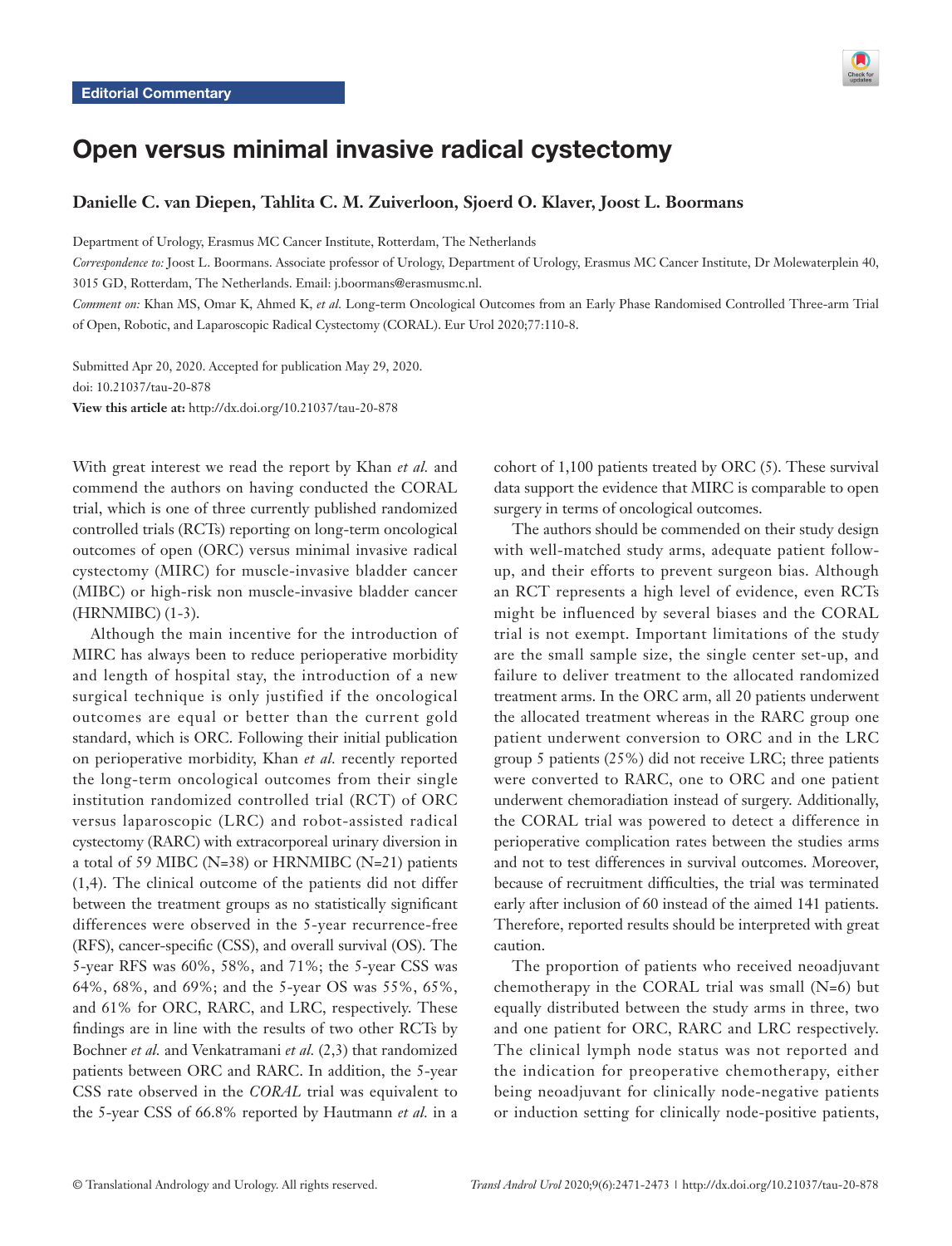Editorial Commentary

# Open versus minimal invasive radical cystectomy

**Danielle C. van Diepen, Tahlita C. M. Zuiverloon, Sjoerd O. Klaver, Joost L. Boormans**

Department of Urology, Erasmus MC Cancer Institute, Rotterdam, The Netherlands

*Correspondence to:* Joost L. Boormans. Associate professor of Urology, Department of Urology, Erasmus MC Cancer Institute, Dr Molewaterplein 40, 3015 GD, Rotterdam, The Netherlands. Email: j.boormans@erasmusmc.nl.

*Comment on:* Khan MS, Omar K, Ahmed K, *et al.* Long-term Oncological Outcomes from an Early Phase Randomised Controlled Three-arm Trial of Open, Robotic, and Laparoscopic Radical Cystectomy (CORAL). Eur Urol 2020;77:110-8.

Submitted Apr 20, 2020. Accepted for publication May 29, 2020.
doi: 10.21037/tau-20-878
**View this article at:** http://dx.doi.org/10.21037/tau-20-878

With great interest we read the report by Khan *et al.* and commend the authors on having conducted the CORAL trial, which is one of three currently published randomized controlled trials (RCTs) reporting on long-term oncological outcomes of open (ORC) versus minimal invasive radical cystectomy (MIRC) for muscle-invasive bladder cancer (MIBC) or high-risk non muscle-invasive bladder cancer (HRNMIBC) (1-3).

Although the main incentive for the introduction of MIRC has always been to reduce perioperative morbidity and length of hospital stay, the introduction of a new surgical technique is only justified if the oncological outcomes are equal or better than the current gold standard, which is ORC. Following their initial publication on perioperative morbidity, Khan *et al.* recently reported the long-term oncological outcomes from their single institution randomized controlled trial (RCT) of ORC versus laparoscopic (LRC) and robot-assisted radical cystectomy (RARC) with extracorporeal urinary diversion in a total of 59 MIBC (N=38) or HRNMIBC (N=21) patients (1,4). The clinical outcome of the patients did not differ between the treatment groups as no statistically significant differences were observed in the 5-year recurrence-free (RFS), cancer-specific (CSS), and overall survival (OS). The 5-year RFS was 60%, 58%, and 71%; the 5-year CSS was 64%, 68%, and 69%; and the 5-year OS was 55%, 65%, and 61% for ORC, RARC, and LRC, respectively. These findings are in line with the results of two other RCTs by Bochner *et al.* and Venkatramani *et al.* (2,3) that randomized patients between ORC and RARC. In addition, the 5-year CSS rate observed in the *CORAL* trial was equivalent to the 5-year CSS of 66.8% reported by Hautmann *et al.* in a cohort of 1,100 patients treated by ORC (5). These survival data support the evidence that MIRC is comparable to open surgery in terms of oncological outcomes.

The authors should be commended on their study design with well-matched study arms, adequate patient follow-up, and their efforts to prevent surgeon bias. Although an RCT represents a high level of evidence, even RCTs might be influenced by several biases and the CORAL trial is not exempt. Important limitations of the study are the small sample size, the single center set-up, and failure to deliver treatment to the allocated randomized treatment arms. In the ORC arm, all 20 patients underwent the allocated treatment whereas in the RARC group one patient underwent conversion to ORC and in the LRC group 5 patients (25%) did not receive LRC; three patients were converted to RARC, one to ORC and one patient underwent chemoradiation instead of surgery. Additionally, the CORAL trial was powered to detect a difference in perioperative complication rates between the studies arms and not to test differences in survival outcomes. Moreover, because of recruitment difficulties, the trial was terminated early after inclusion of 60 instead of the aimed 141 patients. Therefore, reported results should be interpreted with great caution.

The proportion of patients who received neoadjuvant chemotherapy in the CORAL trial was small (N=6) but equally distributed between the study arms in three, two and one patient for ORC, RARC and LRC respectively. The clinical lymph node status was not reported and the indication for preoperative chemotherapy, either being neoadjuvant for clinically node-negative patients or induction setting for clinically node-positive patients,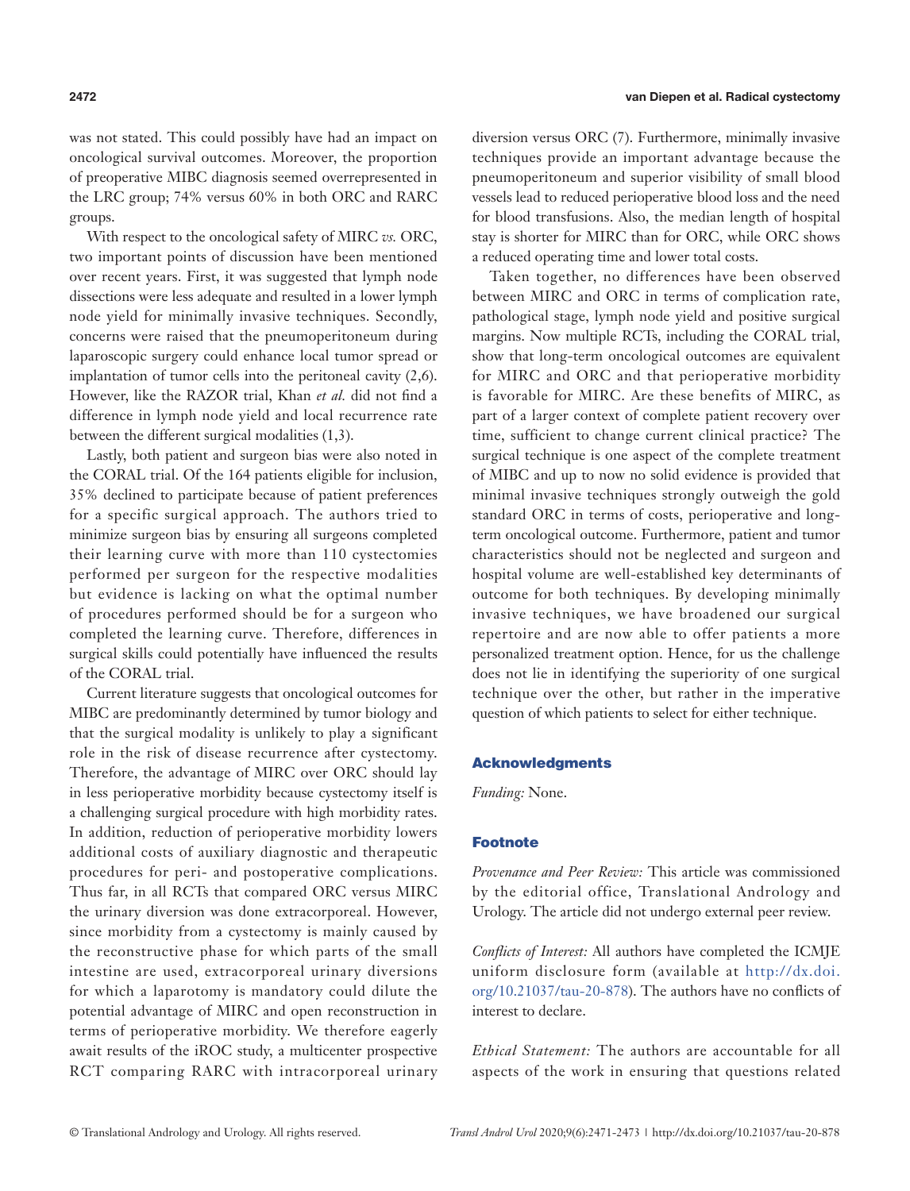was not stated. This could possibly have had an impact on oncological survival outcomes. Moreover, the proportion of preoperative MIBC diagnosis seemed overrepresented in the LRC group; 74% versus 60% in both ORC and RARC groups.

With respect to the oncological safety of MIRC *vs.* ORC, two important points of discussion have been mentioned over recent years. First, it was suggested that lymph node dissections were less adequate and resulted in a lower lymph node yield for minimally invasive techniques. Secondly, concerns were raised that the pneumoperitoneum during laparoscopic surgery could enhance local tumor spread or implantation of tumor cells into the peritoneal cavity (2,6). However, like the RAZOR trial, Khan *et al.* did not find a difference in lymph node yield and local recurrence rate between the different surgical modalities (1,3).

Lastly, both patient and surgeon bias were also noted in the CORAL trial. Of the 164 patients eligible for inclusion, 35% declined to participate because of patient preferences for a specific surgical approach. The authors tried to minimize surgeon bias by ensuring all surgeons completed their learning curve with more than 110 cystectomies performed per surgeon for the respective modalities but evidence is lacking on what the optimal number of procedures performed should be for a surgeon who completed the learning curve. Therefore, differences in surgical skills could potentially have influenced the results of the CORAL trial.

Current literature suggests that oncological outcomes for MIBC are predominantly determined by tumor biology and that the surgical modality is unlikely to play a significant role in the risk of disease recurrence after cystectomy. Therefore, the advantage of MIRC over ORC should lay in less perioperative morbidity because cystectomy itself is a challenging surgical procedure with high morbidity rates. In addition, reduction of perioperative morbidity lowers additional costs of auxiliary diagnostic and therapeutic procedures for peri- and postoperative complications. Thus far, in all RCTs that compared ORC versus MIRC the urinary diversion was done extracorporeal. However, since morbidity from a cystectomy is mainly caused by the reconstructive phase for which parts of the small intestine are used, extracorporeal urinary diversions for which a laparotomy is mandatory could dilute the potential advantage of MIRC and open reconstruction in terms of perioperative morbidity. We therefore eagerly await results of the iROC study, a multicenter prospective RCT comparing RARC with intracorporeal urinary diversion versus ORC (7). Furthermore, minimally invasive techniques provide an important advantage because the pneumoperitoneum and superior visibility of small blood vessels lead to reduced perioperative blood loss and the need for blood transfusions. Also, the median length of hospital stay is shorter for MIRC than for ORC, while ORC shows a reduced operating time and lower total costs.

Taken together, no differences have been observed between MIRC and ORC in terms of complication rate, pathological stage, lymph node yield and positive surgical margins. Now multiple RCTs, including the CORAL trial, show that long-term oncological outcomes are equivalent for MIRC and ORC and that perioperative morbidity is favorable for MIRC. Are these benefits of MIRC, as part of a larger context of complete patient recovery over time, sufficient to change current clinical practice? The surgical technique is one aspect of the complete treatment of MIBC and up to now no solid evidence is provided that minimal invasive techniques strongly outweigh the gold standard ORC in terms of costs, perioperative and long-term oncological outcome. Furthermore, patient and tumor characteristics should not be neglected and surgeon and hospital volume are well-established key determinants of outcome for both techniques. By developing minimally invasive techniques, we have broadened our surgical repertoire and are now able to offer patients a more personalized treatment option. Hence, for us the challenge does not lie in identifying the superiority of one surgical technique over the other, but rather in the imperative question of which patients to select for either technique.

## Acknowledgments

*Funding:* None.

## Footnote

*Provenance and Peer Review:* This article was commissioned by the editorial office, Translational Andrology and Urology. The article did not undergo external peer review.

*Conflicts of Interest:* All authors have completed the ICMJE uniform disclosure form (available at http://dx.doi.org/10.21037/tau-20-878). The authors have no conflicts of interest to declare.

*Ethical Statement:* The authors are accountable for all aspects of the work in ensuring that questions related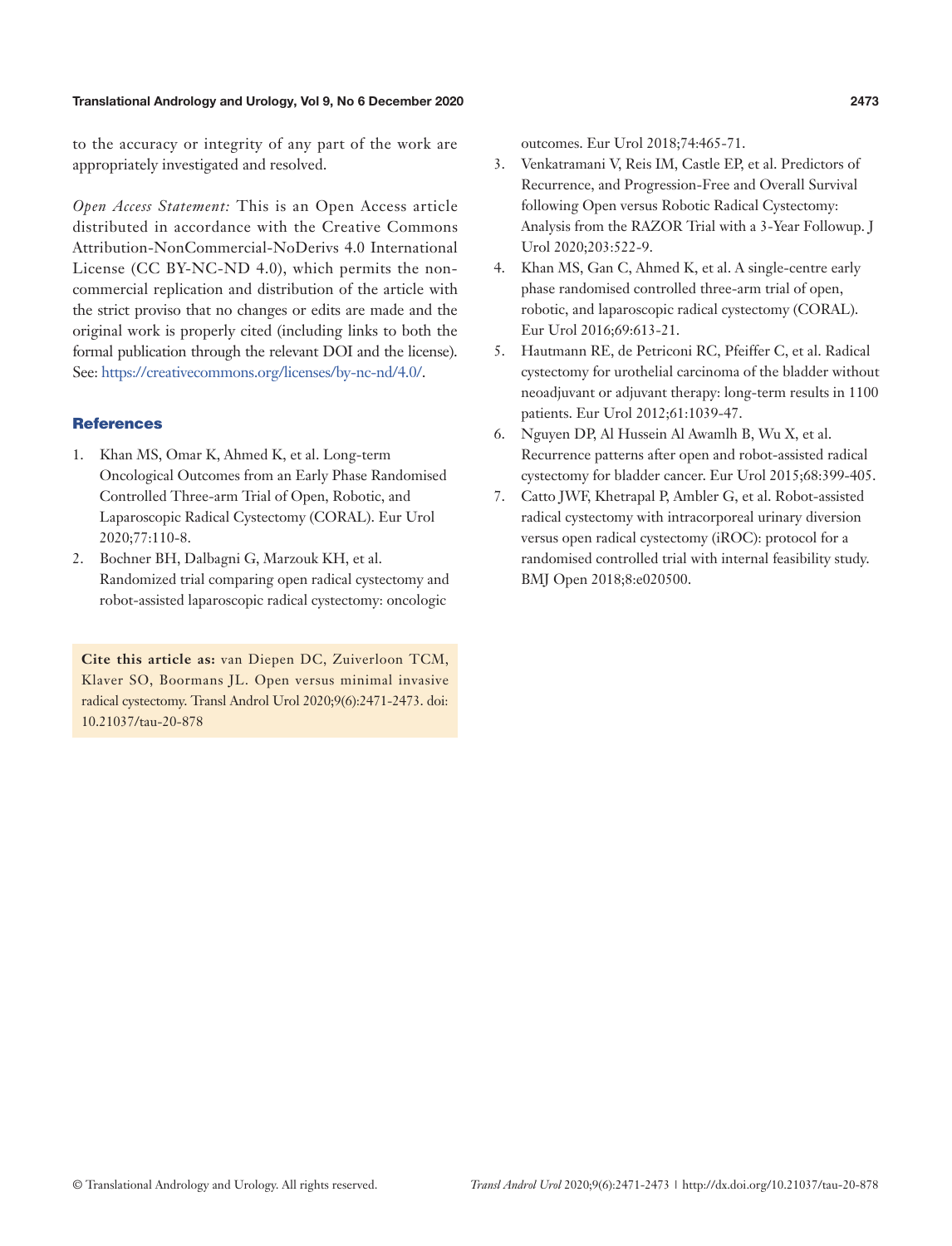to the accuracy or integrity of any part of the work are appropriately investigated and resolved.

*Open Access Statement:* This is an Open Access article distributed in accordance with the Creative Commons Attribution-NonCommercial-NoDerivs 4.0 International License (CC BY-NC-ND 4.0), which permits the non-commercial replication and distribution of the article with the strict proviso that no changes or edits are made and the original work is properly cited (including links to both the formal publication through the relevant DOI and the license). See: https://creativecommons.org/licenses/by-nc-nd/4.0/.

## References

1. Khan MS, Omar K, Ahmed K, et al. Long-term Oncological Outcomes from an Early Phase Randomised Controlled Three-arm Trial of Open, Robotic, and Laparoscopic Radical Cystectomy (CORAL). Eur Urol 2020;77:110-8.
2. Bochner BH, Dalbagni G, Marzouk KH, et al. Randomized trial comparing open radical cystectomy and robot-assisted laparoscopic radical cystectomy: oncologic outcomes. Eur Urol 2018;74:465-71.
3. Venkatramani V, Reis IM, Castle EP, et al. Predictors of Recurrence, and Progression-Free and Overall Survival following Open versus Robotic Radical Cystectomy: Analysis from the RAZOR Trial with a 3-Year Followup. J Urol 2020;203:522-9.
4. Khan MS, Gan C, Ahmed K, et al. A single-centre early phase randomised controlled three-arm trial of open, robotic, and laparoscopic radical cystectomy (CORAL). Eur Urol 2016;69:613-21.
5. Hautmann RE, de Petriconi RC, Pfeiffer C, et al. Radical cystectomy for urothelial carcinoma of the bladder without neoadjuvant or adjuvant therapy: long-term results in 1100 patients. Eur Urol 2012;61:1039-47.
6. Nguyen DP, Al Hussein Al Awamlh B, Wu X, et al. Recurrence patterns after open and robot-assisted radical cystectomy for bladder cancer. Eur Urol 2015;68:399-405.
7. Catto JWF, Khetrapal P, Ambler G, et al. Robot-assisted radical cystectomy with intracorporeal urinary diversion versus open radical cystectomy (iROC): protocol for a randomised controlled trial with internal feasibility study. BMJ Open 2018;8:e020500.

**Cite this article as:** van Diepen DC, Zuiverloon TCM, Klaver SO, Boormans JL. Open versus minimal invasive radical cystectomy. Transl Androl Urol 2020;9(6):2471-2473. doi: 10.21037/tau-20-878